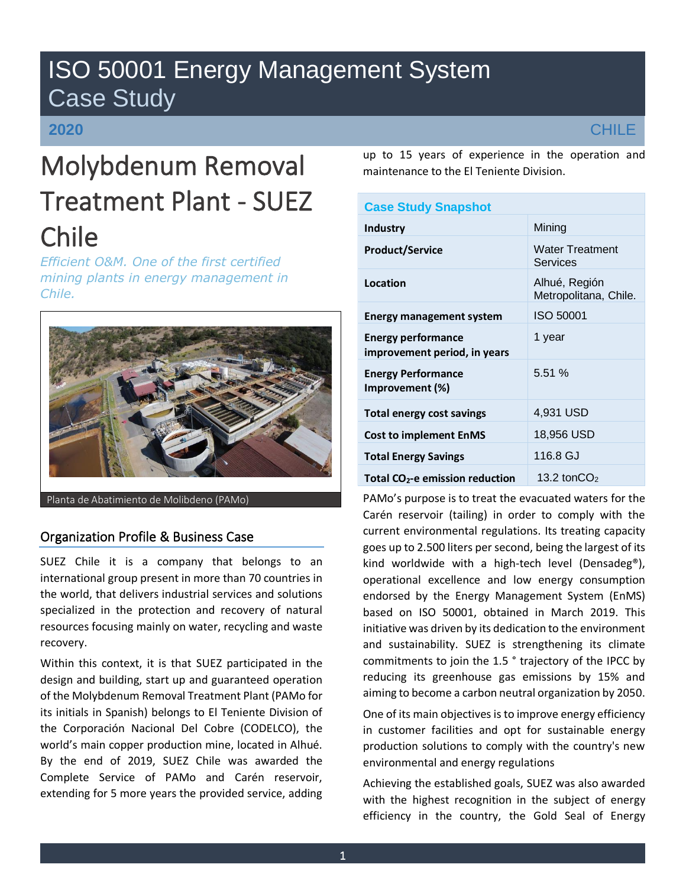# ISO 50001 Energy Management System Case Study

**2020** CHILE

# Molybdenum Removal Treatment Plant - SUEZ Chile

*Efficient O&M. One of the first certified mining plants in energy management in Chile.*

Planta de Abatimiento de Molibdeno (PAMo)

## Organization Profile & Business Case

SUEZ Chile it is a company that belongs to an international group present in more than 70 countries in the world, that delivers industrial services and solutions specialized in the protection and recovery of natural resources focusing mainly on water, recycling and waste recovery.

Within this context, it is that SUEZ participated in the design and building, start up and guaranteed operation of the Molybdenum Removal Treatment Plant (PAMo for its initials in Spanish) belongs to El Teniente Division of the Corporación Nacional Del Cobre (CODELCO), the world's main copper production mine, located in Alhué. By the end of 2019, SUEZ Chile was awarded the Complete Service of PAMo and Carén reservoir, extending for 5 more years the provided service, adding up to 15 years of experience in the operation and maintenance to the El Teniente Division.

| Case Study Snapshot | |
|---|---|
| **Industry** | Mining |
| **Product/Service** | Water Treatment Services |
| **Location** | Alhué, Región Metropolitana, Chile. |
| **Energy management system** | ISO 50001 |
| **Energy performance improvement period, in years** | 1 year |
| **Energy Performance Improvement (%)** | 5.51 % |
| **Total energy cost savings** | 4,931 USD |
| **Cost to implement EnMS** | 18,956 USD |
| **Total Energy Savings** | 116.8 GJ |
| **Total $CO_2$-e emission reduction** | 13.2 ton$CO_2$ |

PAMo's purpose is to treat the evacuated waters for the Carén reservoir (tailing) in order to comply with the current environmental regulations. Its treating capacity goes up to 2.500 liters per second, being the largest of its kind worldwide with a high-tech level (Densadeg®), operational excellence and low energy consumption endorsed by the Energy Management System (EnMS) based on ISO 50001, obtained in March 2019. This initiative was driven by its dedication to the environment and sustainability. SUEZ is strengthening its climate commitments to join the 1.5 ° trajectory of the IPCC by reducing its greenhouse gas emissions by 15% and aiming to become a carbon neutral organization by 2050.

One of its main objectives is to improve energy efficiency in customer facilities and opt for sustainable energy production solutions to comply with the country's new environmental and energy regulations

Achieving the established goals, SUEZ was also awarded with the highest recognition in the subject of energy efficiency in the country, the Gold Seal of Energy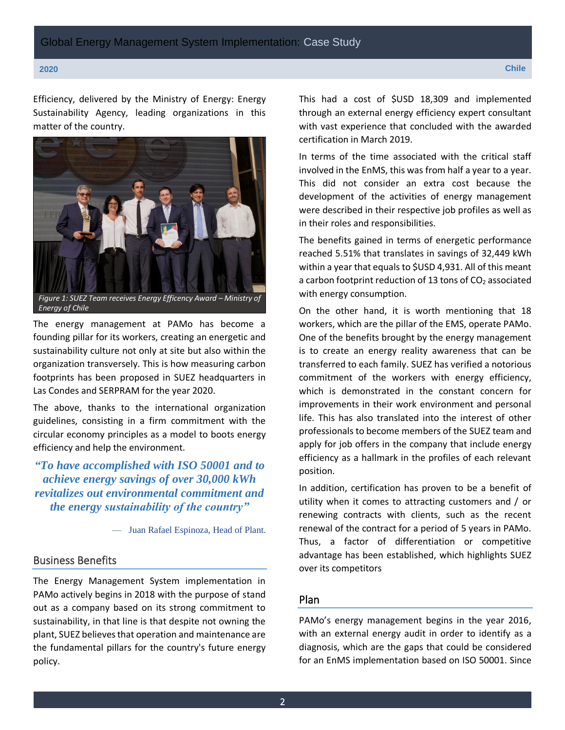Efficiency, delivered by the Ministry of Energy: Energy Sustainability Agency, leading organizations in this matter of the country.

*Figure 1: SUEZ Team receives Energy Efficency Award – Ministry of Energy of Chile*

The energy management at PAMo has become a founding pillar for its workers, creating an energetic and sustainability culture not only at site but also within the organization transversely. This is how measuring carbon footprints has been proposed in SUEZ headquarters in Las Condes and SERPRAM for the year 2020.

The above, thanks to the international organization guidelines, consisting in a firm commitment with the circular economy principles as a model to boots energy efficiency and help the environment.

> ***"To have accomplished with ISO 50001 and to achieve energy savings of over 30,000 kWh revitalizes out environmental commitment and the energy sustainability of the country"***
>
> — Juan Rafael Espinoza, Head of Plant.

## Business Benefits

The Energy Management System implementation in PAMo actively begins in 2018 with the purpose of stand out as a company based on its strong commitment to sustainability, in that line is that despite not owning the plant, SUEZ believes that operation and maintenance are the fundamental pillars for the country's future energy policy.

This had a cost of $USD 18,309 and implemented through an external energy efficiency expert consultant with vast experience that concluded with the awarded certification in March 2019.

In terms of the time associated with the critical staff involved in the EnMS, this was from half a year to a year. This did not consider an extra cost because the development of the activities of energy management were described in their respective job profiles as well as in their roles and responsibilities.

The benefits gained in terms of energetic performance reached 5.51% that translates in savings of 32,449 kWh within a year that equals to $USD 4,931. All of this meant a carbon footprint reduction of 13 tons of $CO_2$ associated with energy consumption.

On the other hand, it is worth mentioning that 18 workers, which are the pillar of the EMS, operate PAMo. One of the benefits brought by the energy management is to create an energy reality awareness that can be transferred to each family. SUEZ has verified a notorious commitment of the workers with energy efficiency, which is demonstrated in the constant concern for improvements in their work environment and personal life. This has also translated into the interest of other professionals to become members of the SUEZ team and apply for job offers in the company that include energy efficiency as a hallmark in the profiles of each relevant position.

In addition, certification has proven to be a benefit of utility when it comes to attracting customers and / or renewing contracts with clients, such as the recent renewal of the contract for a period of 5 years in PAMo. Thus, a factor of differentiation or competitive advantage has been established, which highlights SUEZ over its competitors

## Plan

PAMo's energy management begins in the year 2016, with an external energy audit in order to identify as a diagnosis, which are the gaps that could be considered for an EnMS implementation based on ISO 50001. Since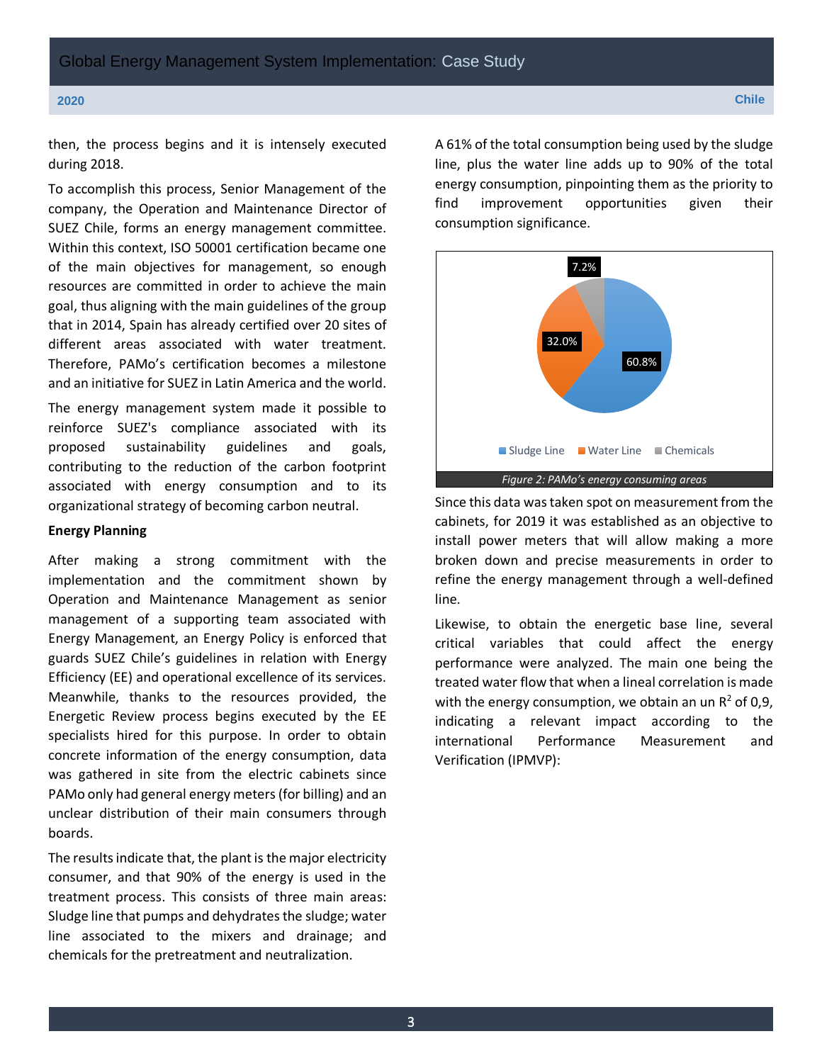then, the process begins and it is intensely executed during 2018.

To accomplish this process, Senior Management of the company, the Operation and Maintenance Director of SUEZ Chile, forms an energy management committee. Within this context, ISO 50001 certification became one of the main objectives for management, so enough resources are committed in order to achieve the main goal, thus aligning with the main guidelines of the group that in 2014, Spain has already certified over 20 sites of different areas associated with water treatment. Therefore, PAMo's certification becomes a milestone and an initiative for SUEZ in Latin America and the world.

The energy management system made it possible to reinforce SUEZ's compliance associated with its proposed sustainability guidelines and goals, contributing to the reduction of the carbon footprint associated with energy consumption and to its organizational strategy of becoming carbon neutral.

**Energy Planning**

After making a strong commitment with the implementation and the commitment shown by Operation and Maintenance Management as senior management of a supporting team associated with Energy Management, an Energy Policy is enforced that guards SUEZ Chile's guidelines in relation with Energy Efficiency (EE) and operational excellence of its services. Meanwhile, thanks to the resources provided, the Energetic Review process begins executed by the EE specialists hired for this purpose. In order to obtain concrete information of the energy consumption, data was gathered in site from the electric cabinets since PAMo only had general energy meters (for billing) and an unclear distribution of their main consumers through boards.

The results indicate that, the plant is the major electricity consumer, and that 90% of the energy is used in the treatment process. This consists of three main areas: Sludge line that pumps and dehydrates the sludge; water line associated to the mixers and drainage; and chemicals for the pretreatment and neutralization.

A 61% of the total consumption being used by the sludge line, plus the water line adds up to 90% of the total energy consumption, pinpointing them as the priority to find improvement opportunities given their consumption significance.

| Area | Share |
|---|---|
| Sludge Line | 60.8% |
| Water Line | 32.0% |
| Chemicals | 7.2% |

*Figure 2: PAMo's energy consuming areas*

Since this data was taken spot on measurement from the cabinets, for 2019 it was established as an objective to install power meters that will allow making a more broken down and precise measurements in order to refine the energy management through a well-defined line.

Likewise, to obtain the energetic base line, several critical variables that could affect the energy performance were analyzed. The main one being the treated water flow that when a lineal correlation is made with the energy consumption, we obtain an un $R^2$ of 0,9, indicating a relevant impact according to the international Performance Measurement and Verification (IPMVP):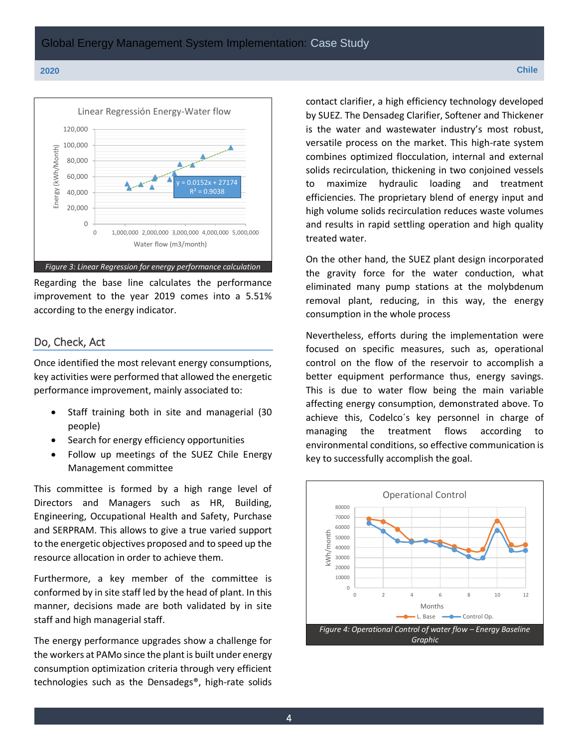Figure 3: Linear Regression for energy performance calculation

Regarding the base line calculates the performance improvement to the year 2019 comes into a 5.51% according to the energy indicator.

## Do, Check, Act

Once identified the most relevant energy consumptions, key activities were performed that allowed the energetic performance improvement, mainly associated to:

- Staff training both in site and managerial (30 people)
- Search for energy efficiency opportunities
- Follow up meetings of the SUEZ Chile Energy Management committee

This committee is formed by a high range level of Directors and Managers such as HR, Building, Engineering, Occupational Health and Safety, Purchase and SERPRAM. This allows to give a true varied support to the energetic objectives proposed and to speed up the resource allocation in order to achieve them.

Furthermore, a key member of the committee is conformed by in site staff led by the head of plant. In this manner, decisions made are both validated by in site staff and high managerial staff.

The energy performance upgrades show a challenge for the workers at PAMo since the plant is built under energy consumption optimization criteria through very efficient technologies such as the Densadegs®, high-rate solids contact clarifier, a high efficiency technology developed by SUEZ. The Densadeg Clarifier, Softener and Thickener is the water and wastewater industry's most robust, versatile process on the market. This high-rate system combines optimized flocculation, internal and external solids recirculation, thickening in two conjoined vessels to maximize hydraulic loading and treatment efficiencies. The proprietary blend of energy input and high volume solids recirculation reduces waste volumes and results in rapid settling operation and high quality treated water.

On the other hand, the SUEZ plant design incorporated the gravity force for the water conduction, what eliminated many pump stations at the molybdenum removal plant, reducing, in this way, the energy consumption in the whole process

Nevertheless, efforts during the implementation were focused on specific measures, such as, operational control on the flow of the reservoir to accomplish a better equipment performance thus, energy savings. This is due to water flow being the main variable affecting energy consumption, demonstrated above. To achieve this, Codelco´s key personnel in charge of managing the treatment flows according to environmental conditions, so effective communication is key to successfully accomplish the goal.

Figure 4: Operational Control of water flow – Energy Baseline Graphic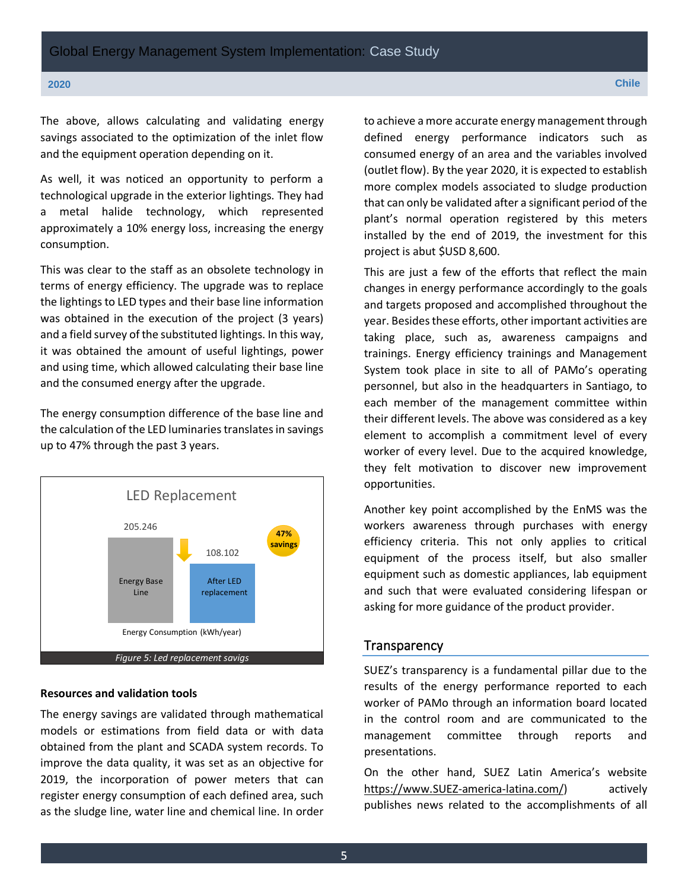The above, allows calculating and validating energy savings associated to the optimization of the inlet flow and the equipment operation depending on it.

As well, it was noticed an opportunity to perform a technological upgrade in the exterior lightings. They had a metal halide technology, which represented approximately a 10% energy loss, increasing the energy consumption.

This was clear to the staff as an obsolete technology in terms of energy efficiency. The upgrade was to replace the lightings to LED types and their base line information was obtained in the execution of the project (3 years) and a field survey of the substituted lightings. In this way, it was obtained the amount of useful lightings, power and using time, which allowed calculating their base line and the consumed energy after the upgrade.

The energy consumption difference of the base line and the calculation of the LED luminaries translates in savings up to 47% through the past 3 years.

LED Replacement

| | Energy Consumption (kWh/year) |
|---|---|
| Energy Base Line | 205.246 |
| After LED replacement | 108.102 |

47% savings

*Figure 5: Led replacement savigs*

**Resources and validation tools**

The energy savings are validated through mathematical models or estimations from field data or with data obtained from the plant and SCADA system records. To improve the data quality, it was set as an objective for 2019, the incorporation of power meters that can register energy consumption of each defined area, such as the sludge line, water line and chemical line. In order to achieve a more accurate energy management through defined energy performance indicators such as consumed energy of an area and the variables involved (outlet flow). By the year 2020, it is expected to establish more complex models associated to sludge production that can only be validated after a significant period of the plant's normal operation registered by this meters installed by the end of 2019, the investment for this project is abut $USD 8,600.

This are just a few of the efforts that reflect the main changes in energy performance accordingly to the goals and targets proposed and accomplished throughout the year. Besides these efforts, other important activities are taking place, such as, awareness campaigns and trainings. Energy efficiency trainings and Management System took place in site to all of PAMo's operating personnel, but also in the headquarters in Santiago, to each member of the management committee within their different levels. The above was considered as a key element to accomplish a commitment level of every worker of every level. Due to the acquired knowledge, they felt motivation to discover new improvement opportunities.

Another key point accomplished by the EnMS was the workers awareness through purchases with energy efficiency criteria. This not only applies to critical equipment of the process itself, but also smaller equipment such as domestic appliances, lab equipment and such that were evaluated considering lifespan or asking for more guidance of the product provider.

## Transparency

SUEZ's transparency is a fundamental pillar due to the results of the energy performance reported to each worker of PAMo through an information board located in the control room and are communicated to the management committee through reports and presentations.

On the other hand, SUEZ Latin America's website https://www.SUEZ-america-latina.com/) actively publishes news related to the accomplishments of all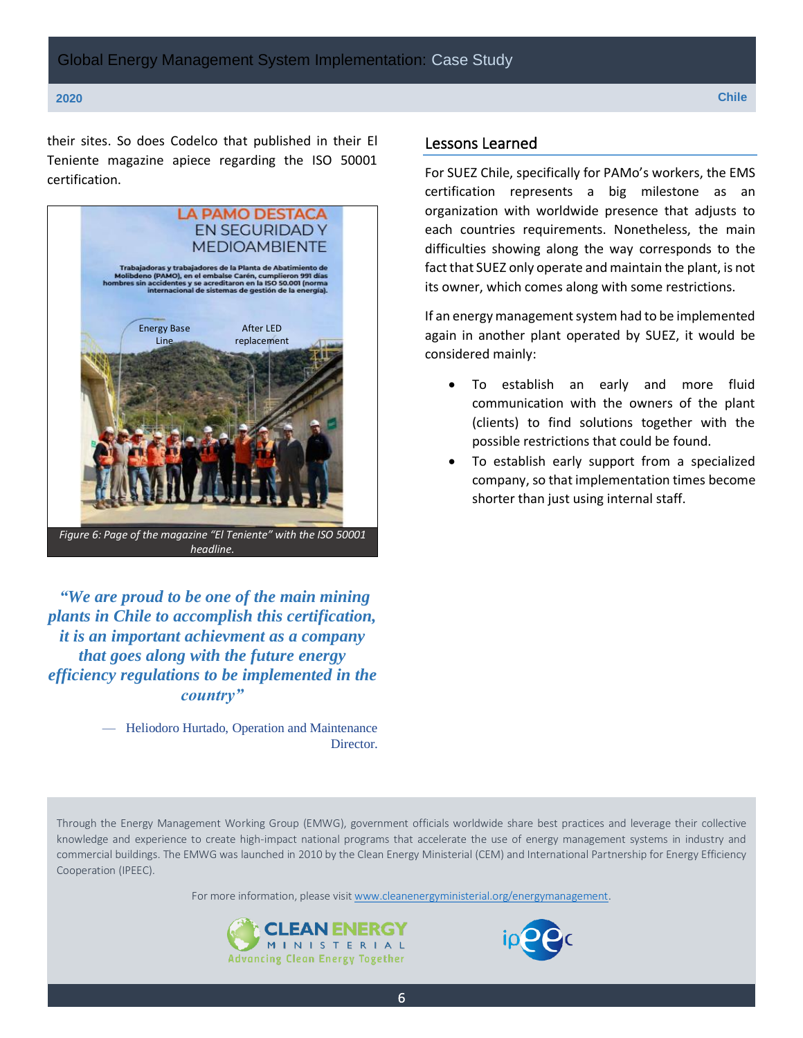their sites. So does Codelco that published in their El Teniente magazine apiece regarding the ISO 50001 certification.

*Figure 6: Page of the magazine "El Teniente" with the ISO 50001 headline.*

> ***"We are proud to be one of the main mining plants in Chile to accomplish this certification, it is an important achievment as a company that goes along with the future energy efficiency regulations to be implemented in the country"***
>
> — Heliodoro Hurtado, Operation and Maintenance Director.

## Lessons Learned

For SUEZ Chile, specifically for PAMo's workers, the EMS certification represents a big milestone as an organization with worldwide presence that adjusts to each countries requirements. Nonetheless, the main difficulties showing along the way corresponds to the fact that SUEZ only operate and maintain the plant, is not its owner, which comes along with some restrictions.

If an energy management system had to be implemented again in another plant operated by SUEZ, it would be considered mainly:

- To establish an early and more fluid communication with the owners of the plant (clients) to find solutions together with the possible restrictions that could be found.
- To establish early support from a specialized company, so that implementation times become shorter than just using internal staff.

Through the Energy Management Working Group (EMWG), government officials worldwide share best practices and leverage their collective knowledge and experience to create high-impact national programs that accelerate the use of energy management systems in industry and commercial buildings. The EMWG was launched in 2010 by the Clean Energy Ministerial (CEM) and International Partnership for Energy Efficiency Cooperation (IPEEC).

For more information, please visit www.cleanenergyministerial.org/energymanagement.